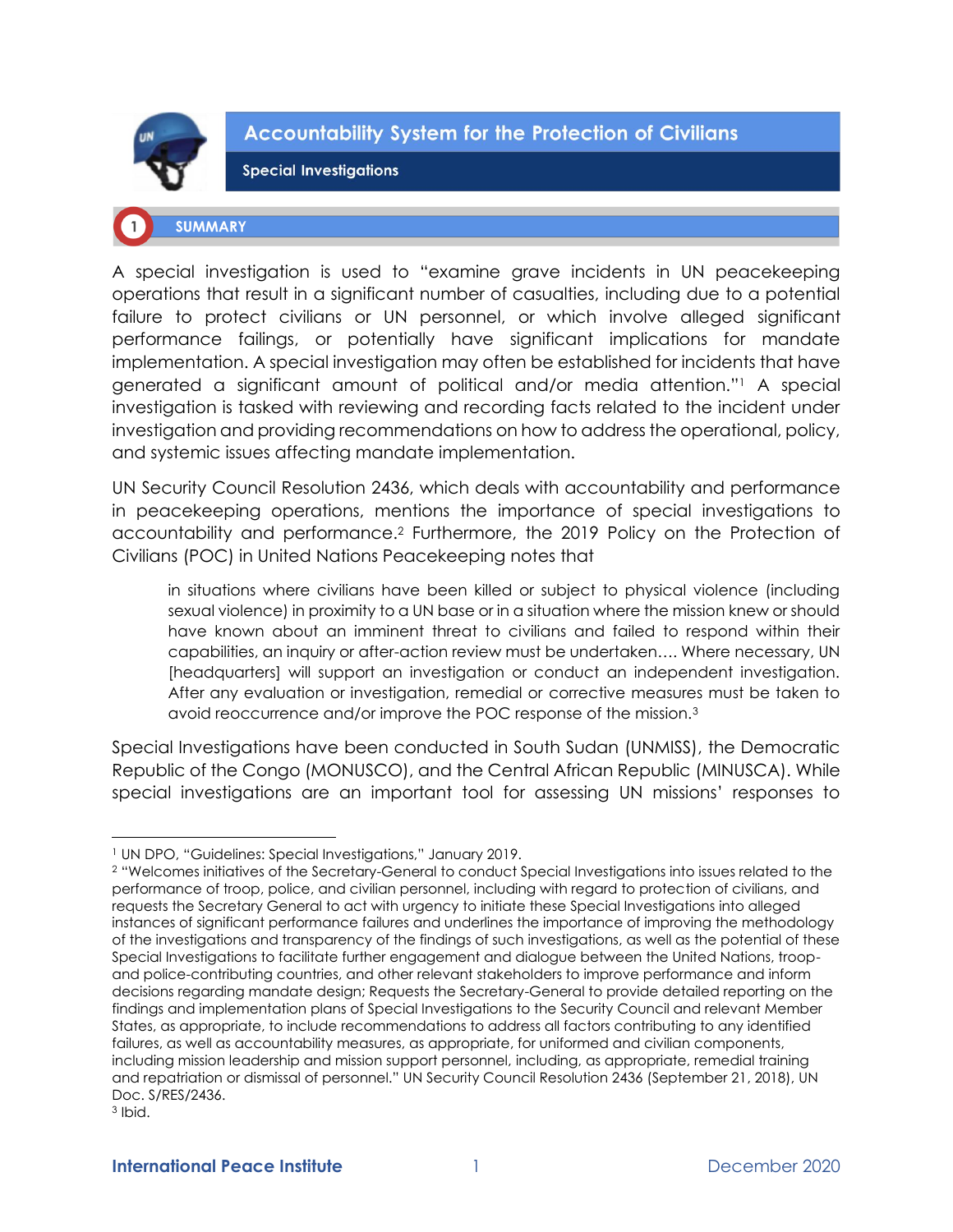# Accountability System for the Protection of Civilians

## Special Investigations

## 1 SUMMARY

A special investigation is used to "examine grave incidents in UN peacekeeping operations that result in a significant number of casualties, including due to a potential failure to protect civilians or UN personnel, or which involve alleged significant performance failings, or potentially have significant implications for mandate implementation. A special investigation may often be established for incidents that have generated a significant amount of political and/or media attention."[1] A special investigation is tasked with reviewing and recording facts related to the incident under investigation and providing recommendations on how to address the operational, policy, and systemic issues affecting mandate implementation.

UN Security Council Resolution 2436, which deals with accountability and performance in peacekeeping operations, mentions the importance of special investigations to accountability and performance.[2] Furthermore, the 2019 Policy on the Protection of Civilians (POC) in United Nations Peacekeeping notes that

> in situations where civilians have been killed or subject to physical violence (including sexual violence) in proximity to a UN base or in a situation where the mission knew or should have known about an imminent threat to civilians and failed to respond within their capabilities, an inquiry or after-action review must be undertaken…. Where necessary, UN [headquarters] will support an investigation or conduct an independent investigation. After any evaluation or investigation, remedial or corrective measures must be taken to avoid reoccurrence and/or improve the POC response of the mission.[3]

Special Investigations have been conducted in South Sudan (UNMISS), the Democratic Republic of the Congo (MONUSCO), and the Central African Republic (MINUSCA). While special investigations are an important tool for assessing UN missions' responses to

---

[1] UN DPO, "Guidelines: Special Investigations," January 2019.

[2] "Welcomes initiatives of the Secretary-General to conduct Special Investigations into issues related to the performance of troop, police, and civilian personnel, including with regard to protection of civilians, and requests the Secretary General to act with urgency to initiate these Special Investigations into alleged instances of significant performance failures and underlines the importance of improving the methodology of the investigations and transparency of the findings of such investigations, as well as the potential of these Special Investigations to facilitate further engagement and dialogue between the United Nations, troop- and police-contributing countries, and other relevant stakeholders to improve performance and inform decisions regarding mandate design; Requests the Secretary-General to provide detailed reporting on the findings and implementation plans of Special Investigations to the Security Council and relevant Member States, as appropriate, to include recommendations to address all factors contributing to any identified failures, as well as accountability measures, as appropriate, for uniformed and civilian components, including mission leadership and mission support personnel, including, as appropriate, remedial training and repatriation or dismissal of personnel." UN Security Council Resolution 2436 (September 21, 2018), UN Doc. S/RES/2436.

[3] Ibid.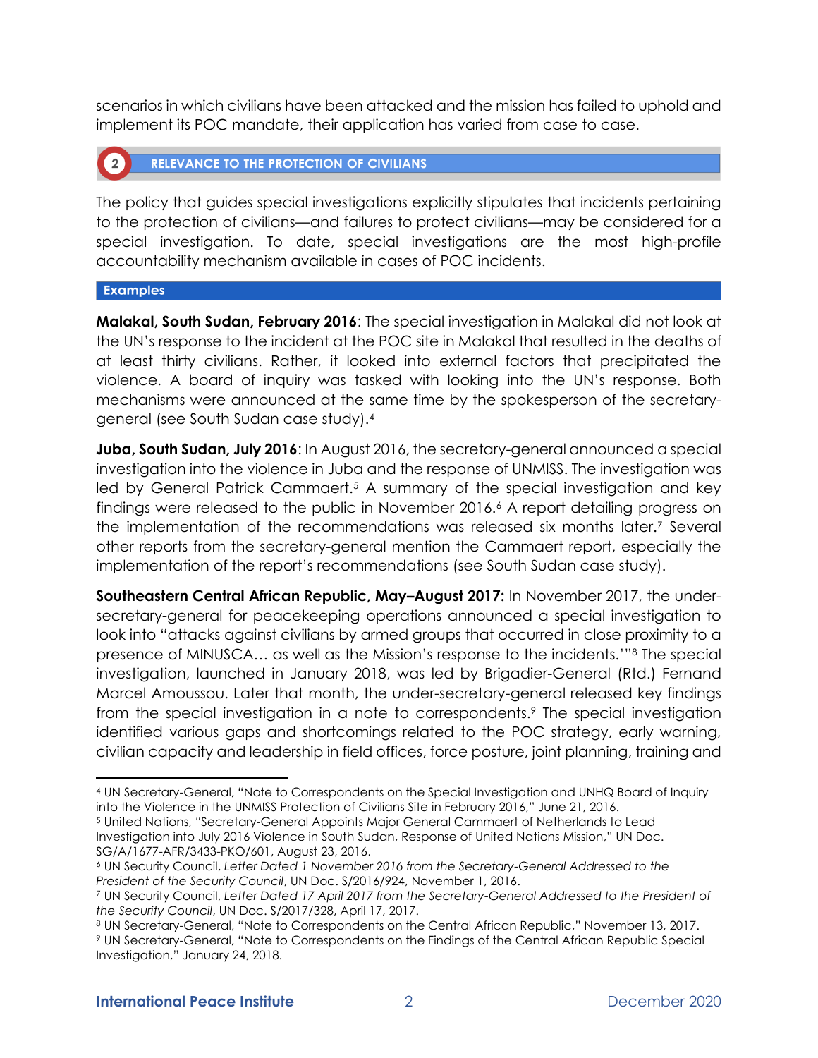scenarios in which civilians have been attacked and the mission has failed to uphold and implement its POC mandate, their application has varied from case to case.

## 2 RELEVANCE TO THE PROTECTION OF CIVILIANS

The policy that guides special investigations explicitly stipulates that incidents pertaining to the protection of civilians—and failures to protect civilians—may be considered for a special investigation. To date, special investigations are the most high-profile accountability mechanism available in cases of POC incidents.

### Examples

**Malakal, South Sudan, February 2016**: The special investigation in Malakal did not look at the UN's response to the incident at the POC site in Malakal that resulted in the deaths of at least thirty civilians. Rather, it looked into external factors that precipitated the violence. A board of inquiry was tasked with looking into the UN's response. Both mechanisms were announced at the same time by the spokesperson of the secretary-general (see South Sudan case study).[4]

**Juba, South Sudan, July 2016**: In August 2016, the secretary-general announced a special investigation into the violence in Juba and the response of UNMISS. The investigation was led by General Patrick Cammaert.[5] A summary of the special investigation and key findings were released to the public in November 2016.[6] A report detailing progress on the implementation of the recommendations was released six months later.[7] Several other reports from the secretary-general mention the Cammaert report, especially the implementation of the report's recommendations (see South Sudan case study).

**Southeastern Central African Republic, May–August 2017:** In November 2017, the under-secretary-general for peacekeeping operations announced a special investigation to look into "attacks against civilians by armed groups that occurred in close proximity to a presence of MINUSCA… as well as the Mission's response to the incidents.'"[8] The special investigation, launched in January 2018, was led by Brigadier-General (Rtd.) Fernand Marcel Amoussou. Later that month, the under-secretary-general released key findings from the special investigation in a note to correspondents.[9] The special investigation identified various gaps and shortcomings related to the POC strategy, early warning, civilian capacity and leadership in field offices, force posture, joint planning, training and

---

[4] UN Secretary-General, "Note to Correspondents on the Special Investigation and UNHQ Board of Inquiry into the Violence in the UNMISS Protection of Civilians Site in February 2016," June 21, 2016.

[5] United Nations, "Secretary-General Appoints Major General Cammaert of Netherlands to Lead Investigation into July 2016 Violence in South Sudan, Response of United Nations Mission," UN Doc. SG/A/1677-AFR/3433-PKO/601, August 23, 2016.

[6] UN Security Council, *Letter Dated 1 November 2016 from the Secretary-General Addressed to the President of the Security Council*, UN Doc. S/2016/924, November 1, 2016.

[7] UN Security Council, *Letter Dated 17 April 2017 from the Secretary-General Addressed to the President of the Security Council*, UN Doc. S/2017/328, April 17, 2017.

[8] UN Secretary-General, "Note to Correspondents on the Central African Republic," November 13, 2017.

[9] UN Secretary-General, "Note to Correspondents on the Findings of the Central African Republic Special Investigation," January 24, 2018.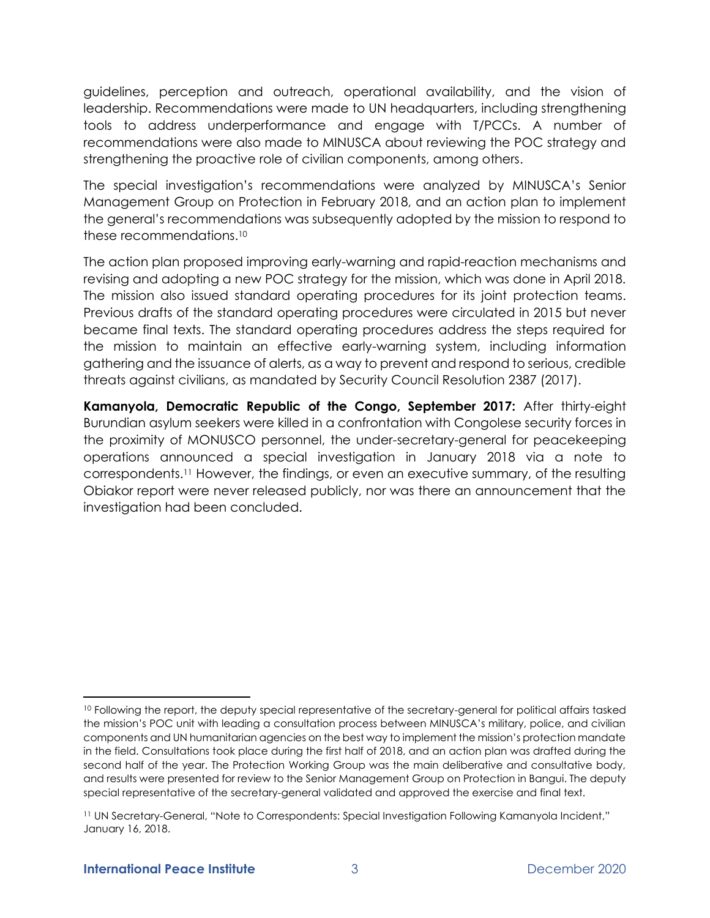guidelines, perception and outreach, operational availability, and the vision of leadership. Recommendations were made to UN headquarters, including strengthening tools to address underperformance and engage with T/PCCs. A number of recommendations were also made to MINUSCA about reviewing the POC strategy and strengthening the proactive role of civilian components, among others.

The special investigation's recommendations were analyzed by MINUSCA's Senior Management Group on Protection in February 2018, and an action plan to implement the general's recommendations was subsequently adopted by the mission to respond to these recommendations.[10]

The action plan proposed improving early-warning and rapid-reaction mechanisms and revising and adopting a new POC strategy for the mission, which was done in April 2018. The mission also issued standard operating procedures for its joint protection teams. Previous drafts of the standard operating procedures were circulated in 2015 but never became final texts. The standard operating procedures address the steps required for the mission to maintain an effective early-warning system, including information gathering and the issuance of alerts, as a way to prevent and respond to serious, credible threats against civilians, as mandated by Security Council Resolution 2387 (2017).

**Kamanyola, Democratic Republic of the Congo, September 2017:** After thirty-eight Burundian asylum seekers were killed in a confrontation with Congolese security forces in the proximity of MONUSCO personnel, the under-secretary-general for peacekeeping operations announced a special investigation in January 2018 via a note to correspondents.[11] However, the findings, or even an executive summary, of the resulting Obiakor report were never released publicly, nor was there an announcement that the investigation had been concluded.

---

[10] Following the report, the deputy special representative of the secretary-general for political affairs tasked the mission's POC unit with leading a consultation process between MINUSCA's military, police, and civilian components and UN humanitarian agencies on the best way to implement the mission's protection mandate in the field. Consultations took place during the first half of 2018, and an action plan was drafted during the second half of the year. The Protection Working Group was the main deliberative and consultative body, and results were presented for review to the Senior Management Group on Protection in Bangui. The deputy special representative of the secretary-general validated and approved the exercise and final text.

[11] UN Secretary-General, "Note to Correspondents: Special Investigation Following Kamanyola Incident," January 16, 2018.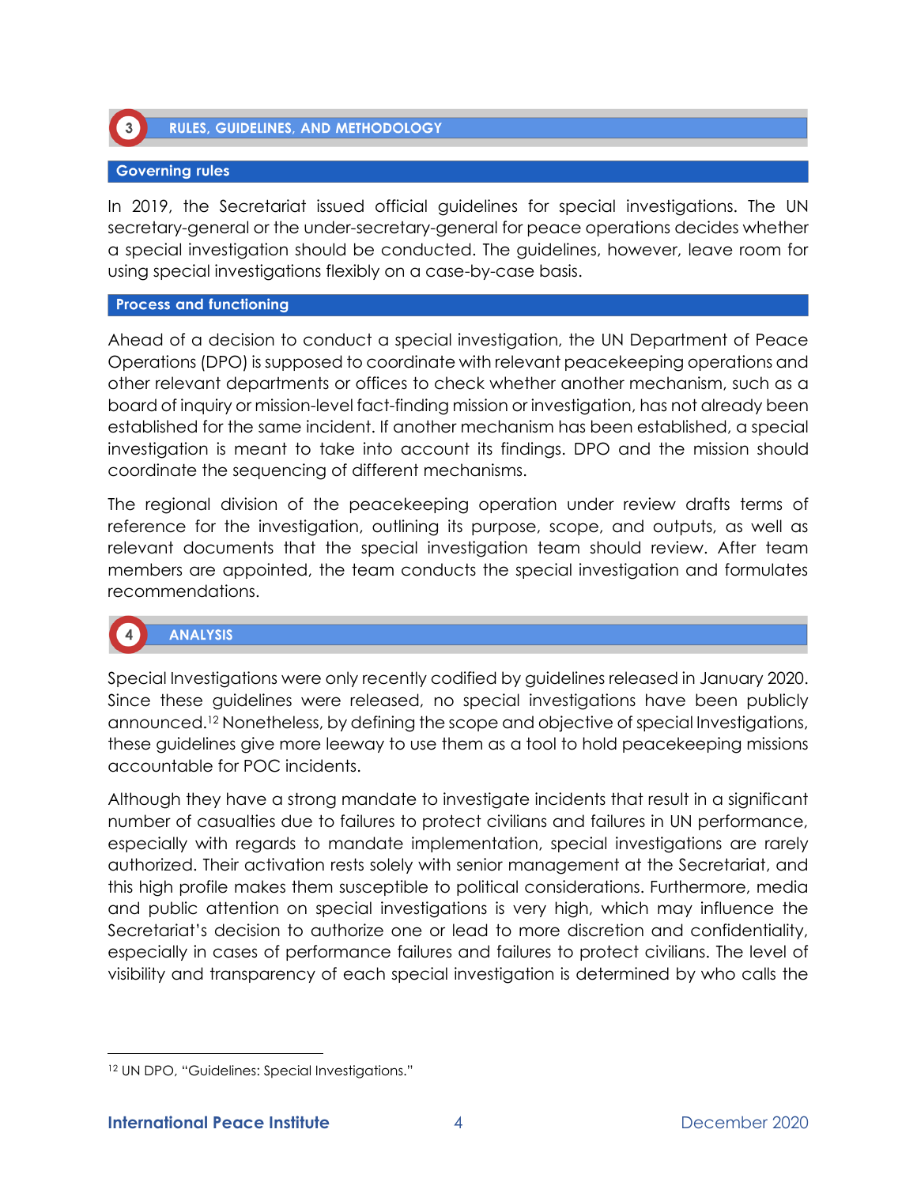## 3 RULES, GUIDELINES, AND METHODOLOGY

### Governing rules

In 2019, the Secretariat issued official guidelines for special investigations. The UN secretary-general or the under-secretary-general for peace operations decides whether a special investigation should be conducted. The guidelines, however, leave room for using special investigations flexibly on a case-by-case basis.

### Process and functioning

Ahead of a decision to conduct a special investigation, the UN Department of Peace Operations (DPO) is supposed to coordinate with relevant peacekeeping operations and other relevant departments or offices to check whether another mechanism, such as a board of inquiry or mission-level fact-finding mission or investigation, has not already been established for the same incident. If another mechanism has been established, a special investigation is meant to take into account its findings. DPO and the mission should coordinate the sequencing of different mechanisms.

The regional division of the peacekeeping operation under review drafts terms of reference for the investigation, outlining its purpose, scope, and outputs, as well as relevant documents that the special investigation team should review. After team members are appointed, the team conducts the special investigation and formulates recommendations.

## 4 ANALYSIS

Special Investigations were only recently codified by guidelines released in January 2020. Since these guidelines were released, no special investigations have been publicly announced.[12] Nonetheless, by defining the scope and objective of special Investigations, these guidelines give more leeway to use them as a tool to hold peacekeeping missions accountable for POC incidents.

Although they have a strong mandate to investigate incidents that result in a significant number of casualties due to failures to protect civilians and failures in UN performance, especially with regards to mandate implementation, special investigations are rarely authorized. Their activation rests solely with senior management at the Secretariat, and this high profile makes them susceptible to political considerations. Furthermore, media and public attention on special investigations is very high, which may influence the Secretariat's decision to authorize one or lead to more discretion and confidentiality, especially in cases of performance failures and failures to protect civilians. The level of visibility and transparency of each special investigation is determined by who calls the

[12] UN DPO, "Guidelines: Special Investigations."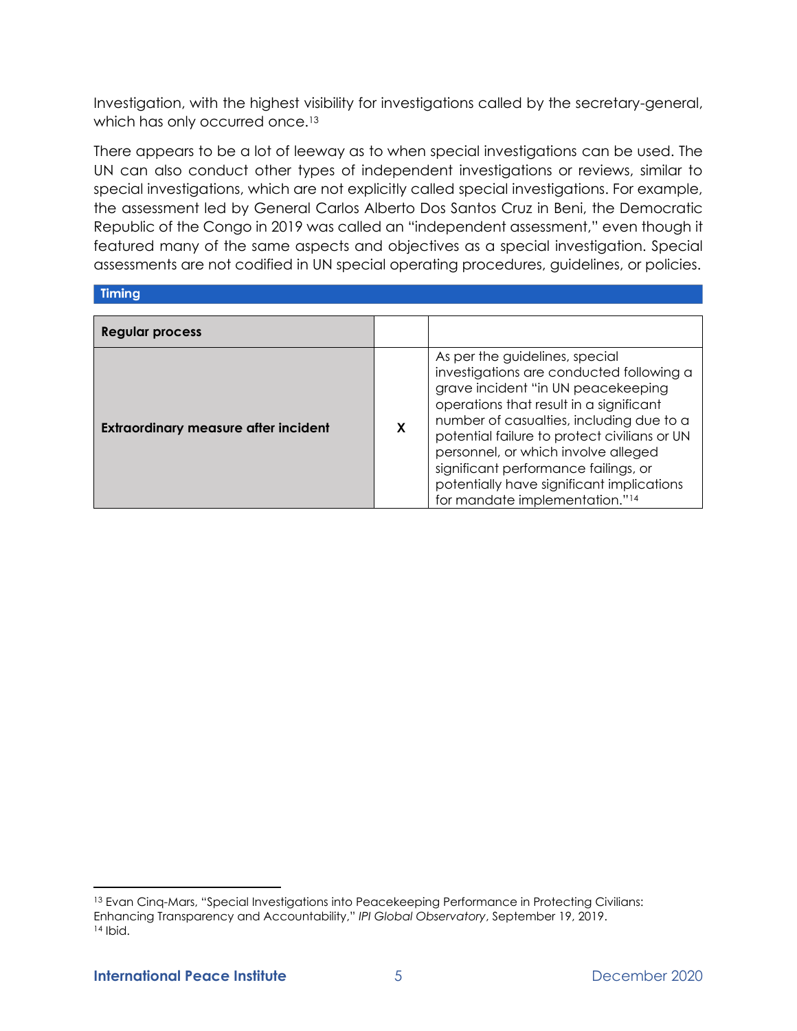Investigation, with the highest visibility for investigations called by the secretary-general, which has only occurred once.[13]

There appears to be a lot of leeway as to when special investigations can be used. The UN can also conduct other types of independent investigations or reviews, similar to special investigations, which are not explicitly called special investigations. For example, the assessment led by General Carlos Alberto Dos Santos Cruz in Beni, the Democratic Republic of the Congo in 2019 was called an "independent assessment," even though it featured many of the same aspects and objectives as a special investigation. Special assessments are not codified in UN special operating procedures, guidelines, or policies.

**Timing**

| | | |
|---|---|---|
| **Regular process** | | |
| **Extraordinary measure after incident** | X | As per the guidelines, special investigations are conducted following a grave incident "in UN peacekeeping operations that result in a significant number of casualties, including due to a potential failure to protect civilians or UN personnel, or which involve alleged significant performance failings, or potentially have significant implications for mandate implementation."[14] |

---

[13] Evan Cinq-Mars, "Special Investigations into Peacekeeping Performance in Protecting Civilians: Enhancing Transparency and Accountability," *IPI Global Observatory*, September 19, 2019.
[14] Ibid.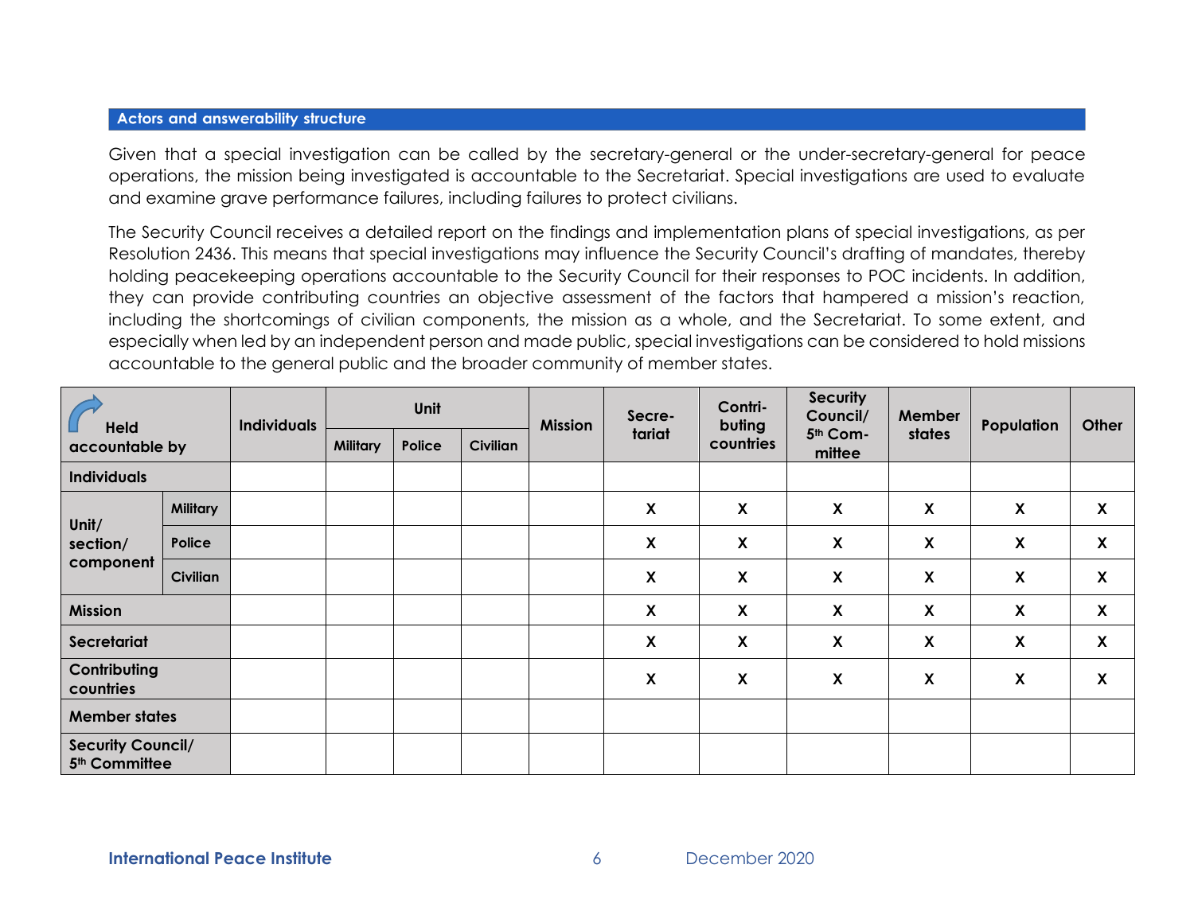## Actors and answerability structure

Given that a special investigation can be called by the secretary-general or the under-secretary-general for peace operations, the mission being investigated is accountable to the Secretariat. Special investigations are used to evaluate and examine grave performance failures, including failures to protect civilians.

The Security Council receives a detailed report on the findings and implementation plans of special investigations, as per Resolution 2436. This means that special investigations may influence the Security Council's drafting of mandates, thereby holding peacekeeping operations accountable to the Security Council for their responses to POC incidents. In addition, they can provide contributing countries an objective assessment of the factors that hampered a mission's reaction, including the shortcomings of civilian components, the mission as a whole, and the Secretariat. To some extent, and especially when led by an independent person and made public, special investigations can be considered to hold missions accountable to the general public and the broader community of member states.

| Held accountable by | | Individuals | Unit | | | Mission | Secretariat | Contributing countries | Security Council/ 5th Committee | Member states | Population | Other |
|---|---|---|---|---|---|---|---|---|---|---|---|---|
| | | | Military | Police | Civilian | | | | | | | |
| Individuals | | | | | | | | | | | | |
| Unit/ section/ component | Military | | | | | | X | X | X | X | X | X |
| | Police | | | | | | X | X | X | X | X | X |
| | Civilian | | | | | | X | X | X | X | X | X |
| Mission | | | | | | | X | X | X | X | X | X |
| Secretariat | | | | | | | X | X | X | X | X | X |
| Contributing countries | | | | | | | X | X | X | X | X | X |
| Member states | | | | | | | | | | | | |
| Security Council/ 5th Committee | | | | | | | | | | | | |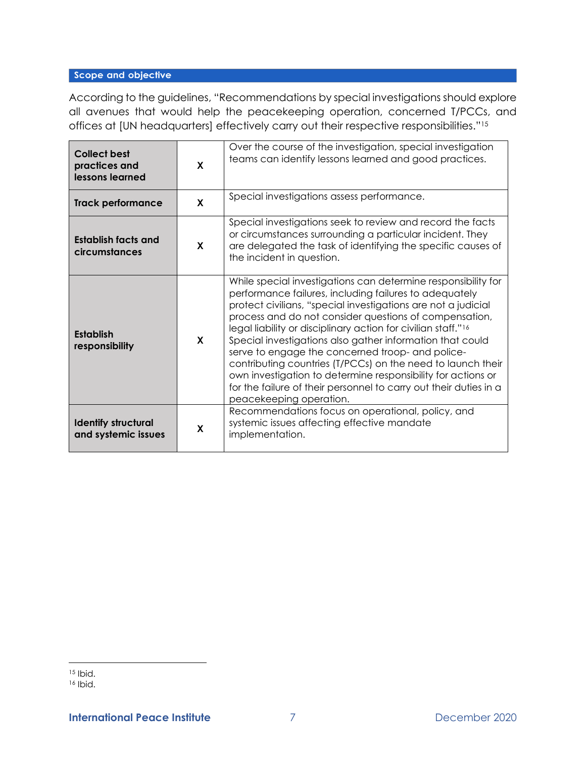## Scope and objective

According to the guidelines, "Recommendations by special investigations should explore all avenues that would help the peacekeeping operation, concerned T/PCCs, and offices at [UN headquarters] effectively carry out their respective responsibilities."[15]

| | | |
|---|---|---|
| **Collect best practices and lessons learned** | **X** | Over the course of the investigation, special investigation teams can identify lessons learned and good practices. |
| **Track performance** | **X** | Special investigations assess performance. |
| **Establish facts and circumstances** | **X** | Special investigations seek to review and record the facts or circumstances surrounding a particular incident. They are delegated the task of identifying the specific causes of the incident in question. |
| **Establish responsibility** | **X** | While special investigations can determine responsibility for performance failures, including failures to adequately protect civilians, "special investigations are not a judicial process and do not consider questions of compensation, legal liability or disciplinary action for civilian staff."[16] Special investigations also gather information that could serve to engage the concerned troop- and police-contributing countries (T/PCCs) on the need to launch their own investigation to determine responsibility for actions or for the failure of their personnel to carry out their duties in a peacekeeping operation. |
| **Identify structural and systemic issues** | **X** | Recommendations focus on operational, policy, and systemic issues affecting effective mandate implementation. |

[15] Ibid.
[16] Ibid.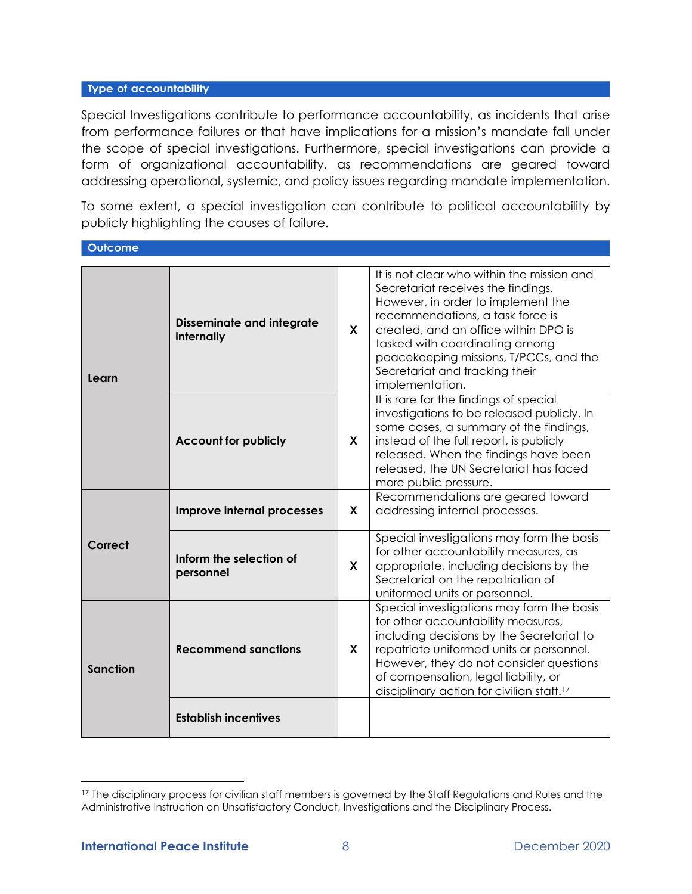### Type of accountability

Special Investigations contribute to performance accountability, as incidents that arise from performance failures or that have implications for a mission's mandate fall under the scope of special investigations. Furthermore, special investigations can provide a form of organizational accountability, as recommendations are geared toward addressing operational, systemic, and policy issues regarding mandate implementation.

To some extent, a special investigation can contribute to political accountability by publicly highlighting the causes of failure.

### Outcome

| | | | |
|---|---|---|---|
| **Learn** | **Disseminate and integrate internally** | **X** | It is not clear who within the mission and Secretariat receives the findings. However, in order to implement the recommendations, a task force is created, and an office within DPO is tasked with coordinating among peacekeeping missions, T/PCCs, and the Secretariat and tracking their implementation. |
| | **Account for publicly** | **X** | It is rare for the findings of special investigations to be released publicly. In some cases, a summary of the findings, instead of the full report, is publicly released. When the findings have been released, the UN Secretariat has faced more public pressure. |
| **Correct** | **Improve internal processes** | **X** | Recommendations are geared toward addressing internal processes. |
| | **Inform the selection of personnel** | **X** | Special investigations may form the basis for other accountability measures, as appropriate, including decisions by the Secretariat on the repatriation of uniformed units or personnel. |
| **Sanction** | **Recommend sanctions** | **X** | Special investigations may form the basis for other accountability measures, including decisions by the Secretariat to repatriate uniformed units or personnel. However, they do not consider questions of compensation, legal liability, or disciplinary action for civilian staff.[17] |
| | **Establish incentives** | | |

[17] The disciplinary process for civilian staff members is governed by the Staff Regulations and Rules and the Administrative Instruction on Unsatisfactory Conduct, Investigations and the Disciplinary Process.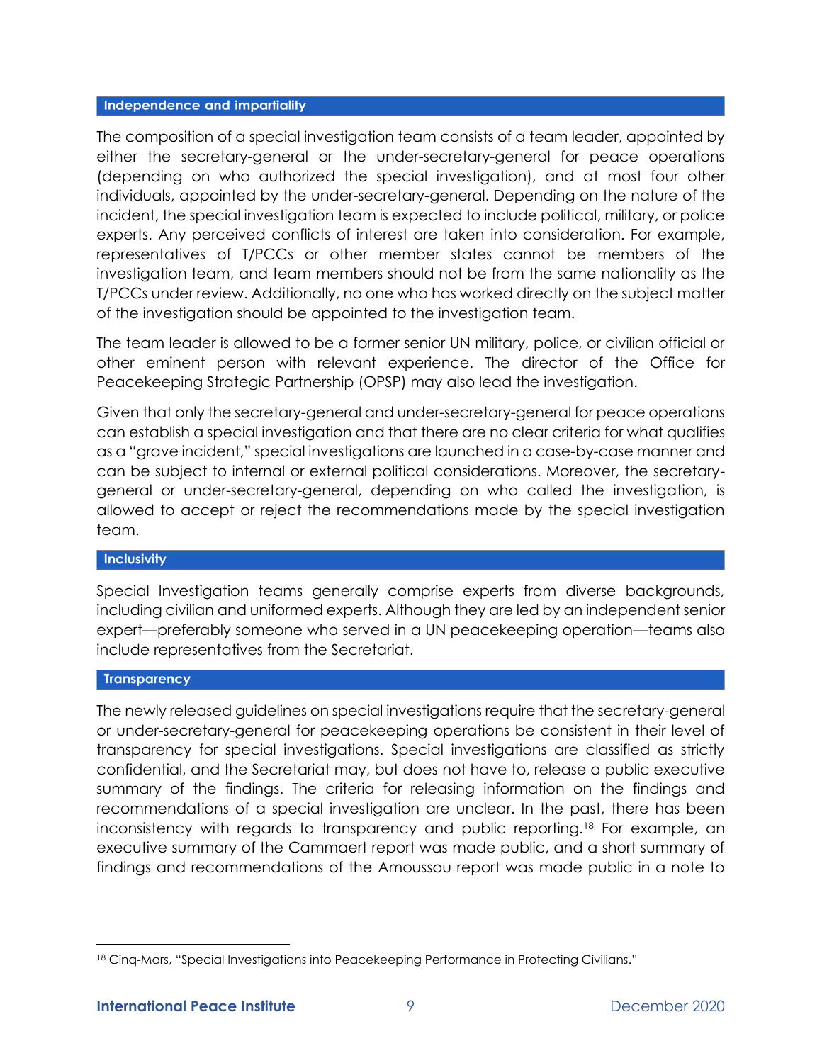### Independence and impartiality

The composition of a special investigation team consists of a team leader, appointed by either the secretary-general or the under-secretary-general for peace operations (depending on who authorized the special investigation), and at most four other individuals, appointed by the under-secretary-general. Depending on the nature of the incident, the special investigation team is expected to include political, military, or police experts. Any perceived conflicts of interest are taken into consideration. For example, representatives of T/PCCs or other member states cannot be members of the investigation team, and team members should not be from the same nationality as the T/PCCs under review. Additionally, no one who has worked directly on the subject matter of the investigation should be appointed to the investigation team.

The team leader is allowed to be a former senior UN military, police, or civilian official or other eminent person with relevant experience. The director of the Office for Peacekeeping Strategic Partnership (OPSP) may also lead the investigation.

Given that only the secretary-general and under-secretary-general for peace operations can establish a special investigation and that there are no clear criteria for what qualifies as a "grave incident," special investigations are launched in a case-by-case manner and can be subject to internal or external political considerations. Moreover, the secretary-general or under-secretary-general, depending on who called the investigation, is allowed to accept or reject the recommendations made by the special investigation team.

### Inclusivity

Special Investigation teams generally comprise experts from diverse backgrounds, including civilian and uniformed experts. Although they are led by an independent senior expert—preferably someone who served in a UN peacekeeping operation—teams also include representatives from the Secretariat.

### Transparency

The newly released guidelines on special investigations require that the secretary-general or under-secretary-general for peacekeeping operations be consistent in their level of transparency for special investigations. Special investigations are classified as strictly confidential, and the Secretariat may, but does not have to, release a public executive summary of the findings. The criteria for releasing information on the findings and recommendations of a special investigation are unclear. In the past, there has been inconsistency with regards to transparency and public reporting.[18] For example, an executive summary of the Cammaert report was made public, and a short summary of findings and recommendations of the Amoussou report was made public in a note to

---

[18] Cinq-Mars, "Special Investigations into Peacekeeping Performance in Protecting Civilians."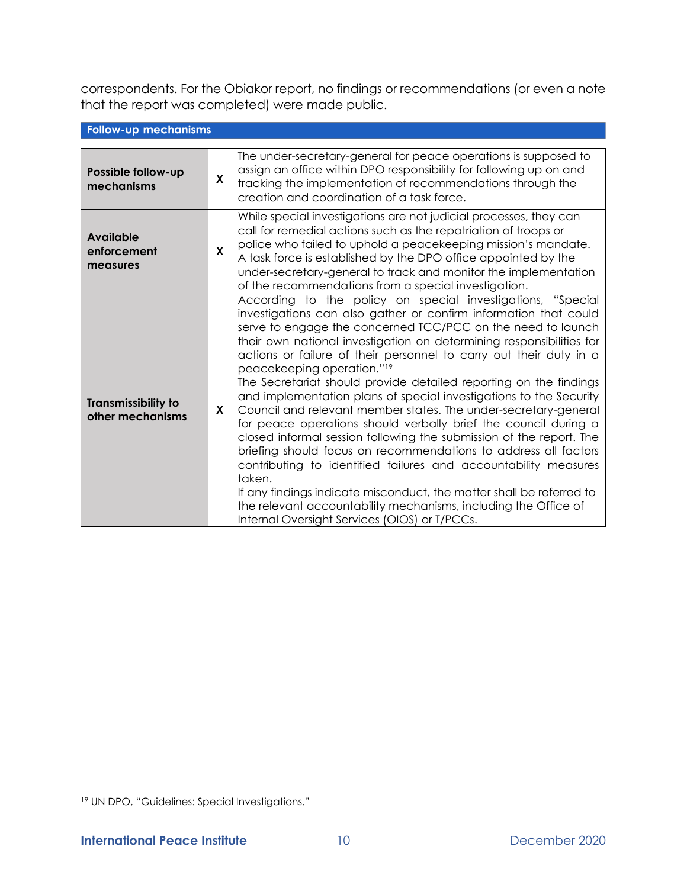correspondents. For the Obiakor report, no findings or recommendations (or even a note that the report was completed) were made public.

**Follow-up mechanisms**

| | | |
|---|---|---|
| **Possible follow-up mechanisms** | X | The under-secretary-general for peace operations is supposed to assign an office within DPO responsibility for following up on and tracking the implementation of recommendations through the creation and coordination of a task force. |
| **Available enforcement measures** | X | While special investigations are not judicial processes, they can call for remedial actions such as the repatriation of troops or police who failed to uphold a peacekeeping mission's mandate. A task force is established by the DPO office appointed by the under-secretary-general to track and monitor the implementation of the recommendations from a special investigation. |
| **Transmissibility to other mechanisms** | X | According to the policy on special investigations, "Special investigations can also gather or confirm information that could serve to engage the concerned TCC/PCC on the need to launch their own national investigation on determining responsibilities for actions or failure of their personnel to carry out their duty in a peacekeeping operation."[19] The Secretariat should provide detailed reporting on the findings and implementation plans of special investigations to the Security Council and relevant member states. The under-secretary-general for peace operations should verbally brief the council during a closed informal session following the submission of the report. The briefing should focus on recommendations to address all factors contributing to identified failures and accountability measures taken. If any findings indicate misconduct, the matter shall be referred to the relevant accountability mechanisms, including the Office of Internal Oversight Services (OIOS) or T/PCCs. |

[19] UN DPO, "Guidelines: Special Investigations."